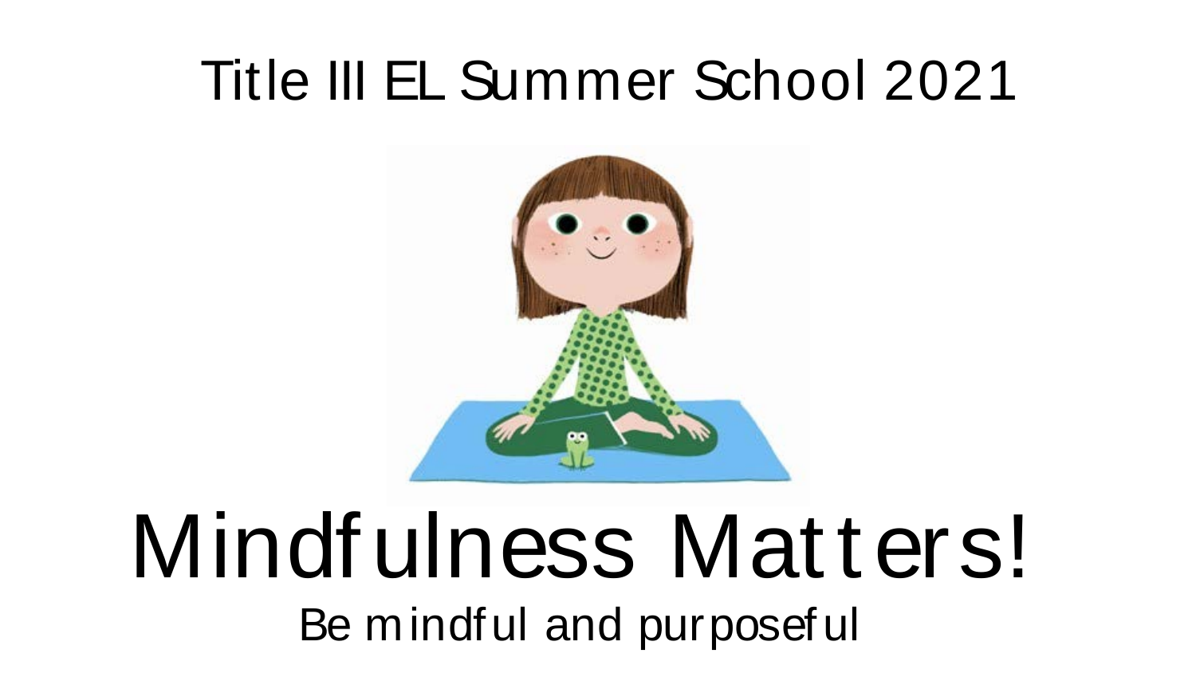# Title III EL Summer School 2021

# Mindfulness Matters!

Be mindful and purposeful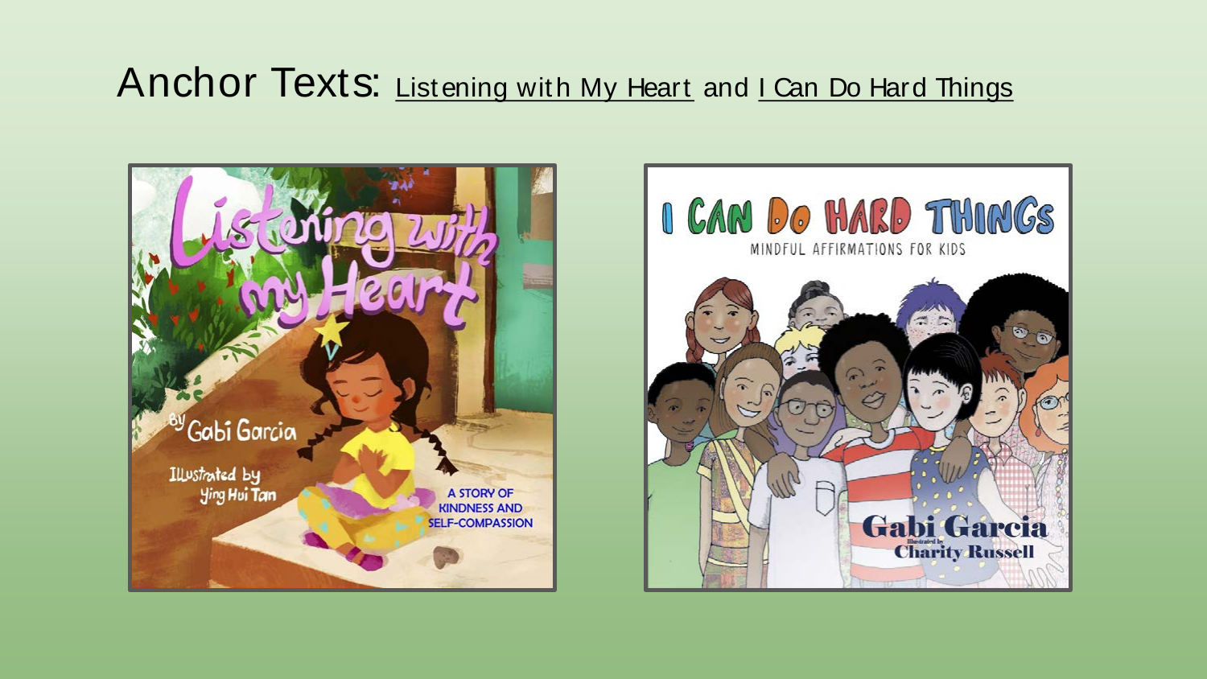# Anchor Texts: Listening with My Heart and I Can Do Hard Things

Listening with my Heart

By Gabi Garcia

Illustrated by Ying Hui Tan

A STORY OF KINDNESS AND SELF-COMPASSION

I CAN DO HARD THINGS

MINDFUL AFFIRMATIONS FOR KIDS

Gabi Garcia

Illustrated by

Charity Russell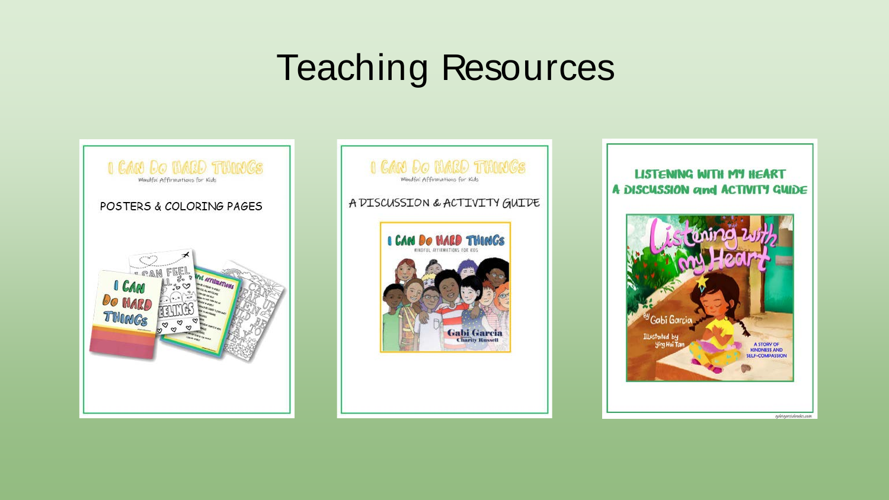# Teaching Resources

I CAN DO HARD THINGS

Mindful Affirmations for Kids

POSTERS & COLORING PAGES

I CAN DO HARD THINGS

Mindful Affirmations for Kids

A DISCUSSION & ACTIVITY GUIDE

LISTENING WITH MY HEART

A DISCUSSION and ACTIVITY GUIDE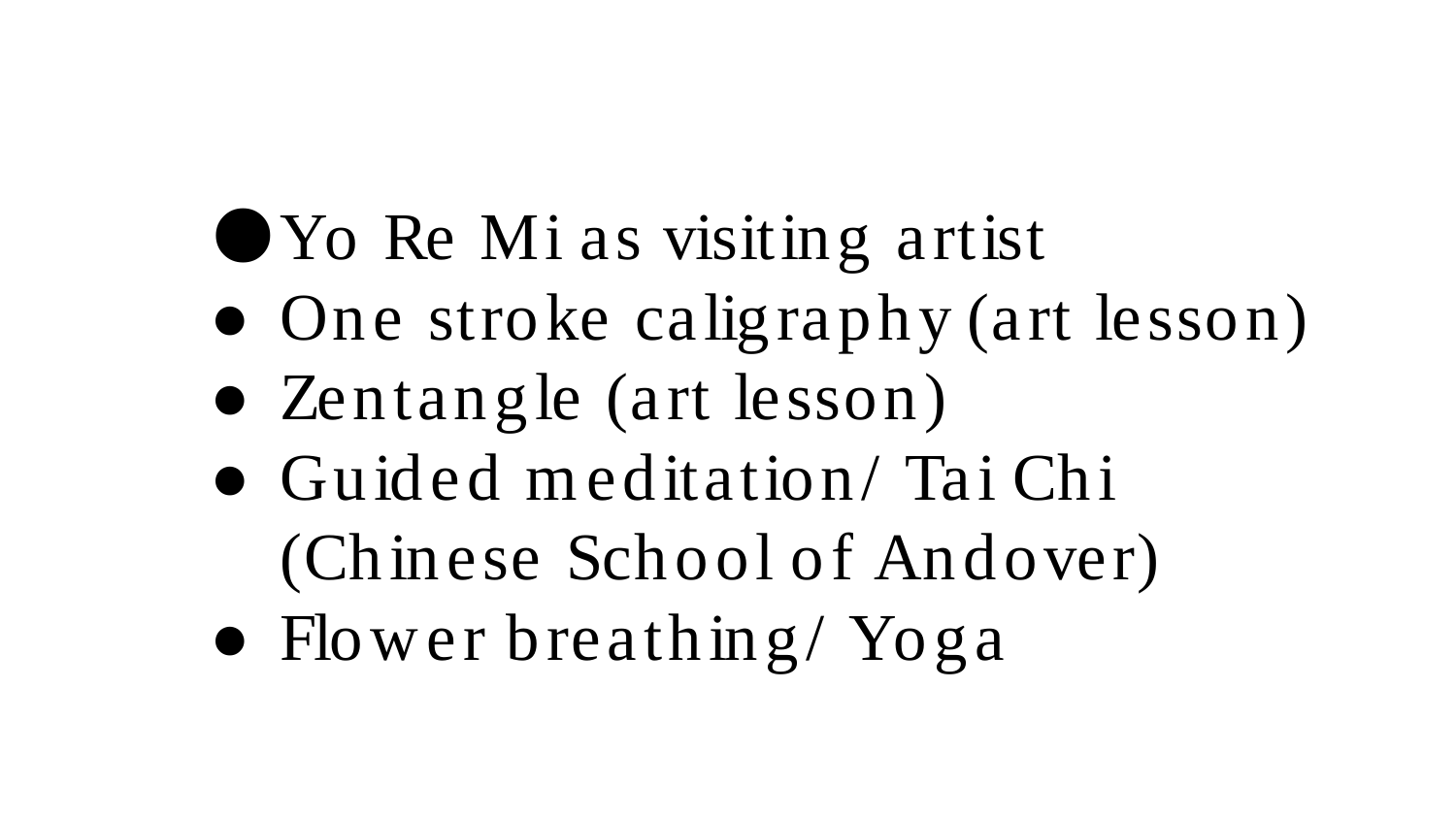- Yo Re Mi as visiting artist
- One stroke caligraphy (art lesson)
- Zentangle (art lesson)
- Guided meditation/ Tai Chi (Chinese School of Andover)
- Flower breathing/ Yoga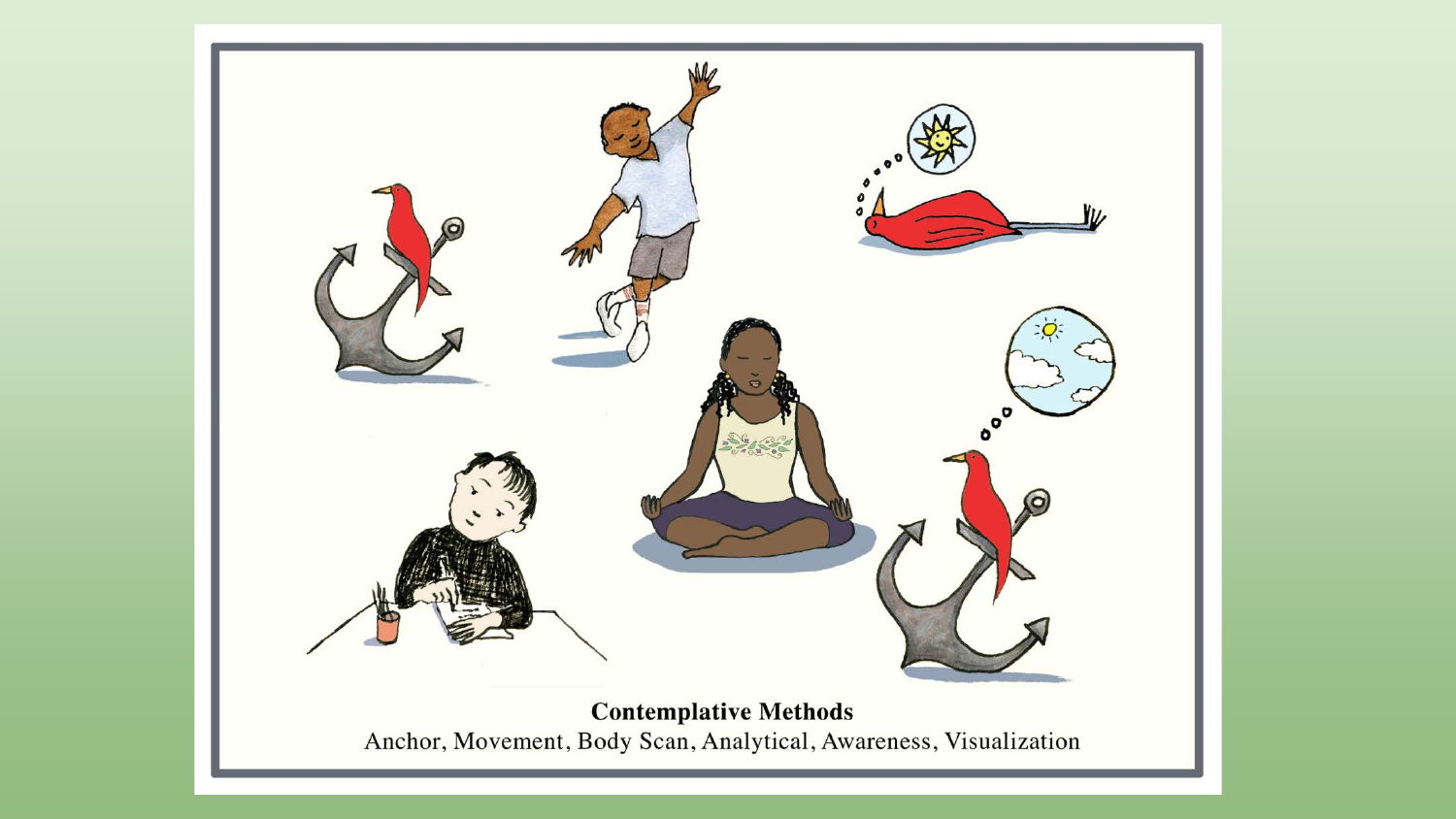**Contemplative Methods**

Anchor, Movement, Body Scan, Analytical, Awareness, Visualization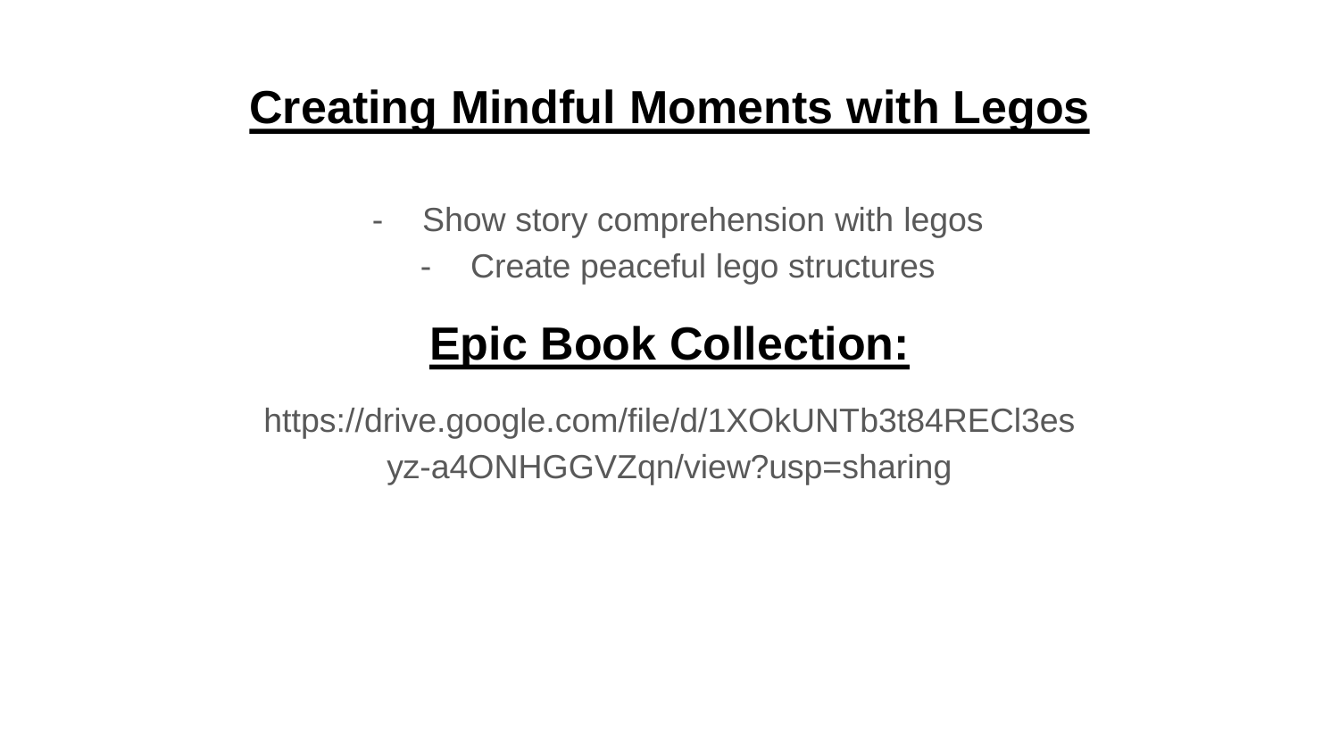## Creating Mindful Moments with Legos

- Show story comprehension with legos
- Create peaceful lego structures

## Epic Book Collection:

https://drive.google.com/file/d/1XOkUNTb3t84RECl3esyz-a4ONHGGVZqn/view?usp=sharing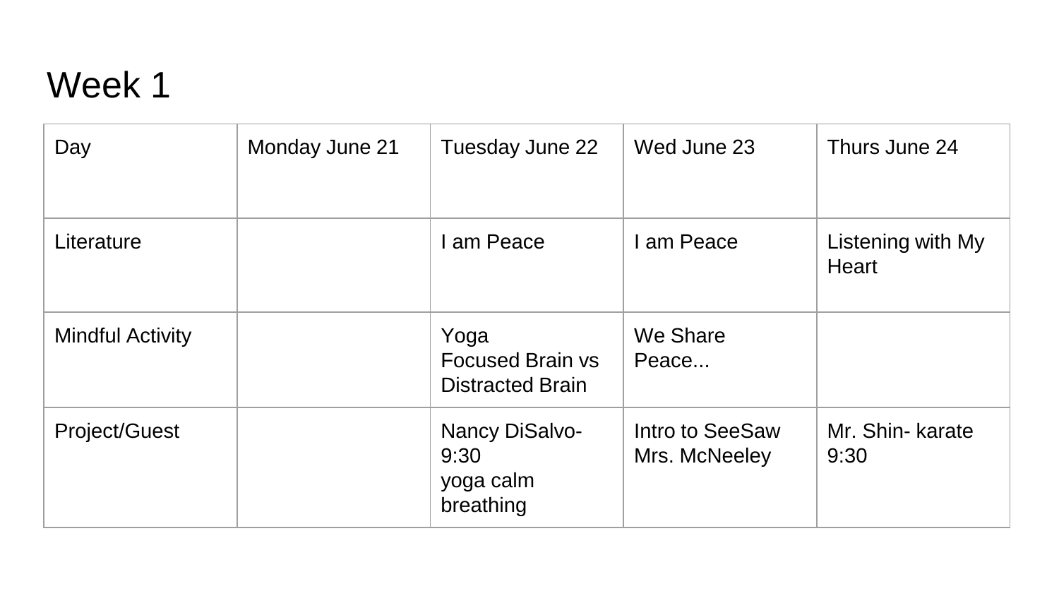# Week 1

| Day | Monday June 21 | Tuesday June 22 | Wed June 23 | Thurs June 24 |
|---|---|---|---|---|
| Literature | | I am Peace | I am Peace | Listening with My Heart |
| Mindful Activity | | Yoga<br>Focused Brain vs Distracted Brain | We Share Peace... | |
| Project/Guest | | Nancy DiSalvo- 9:30<br>yoga calm breathing | Intro to SeeSaw<br>Mrs. McNeeley | Mr. Shin- karate 9:30 |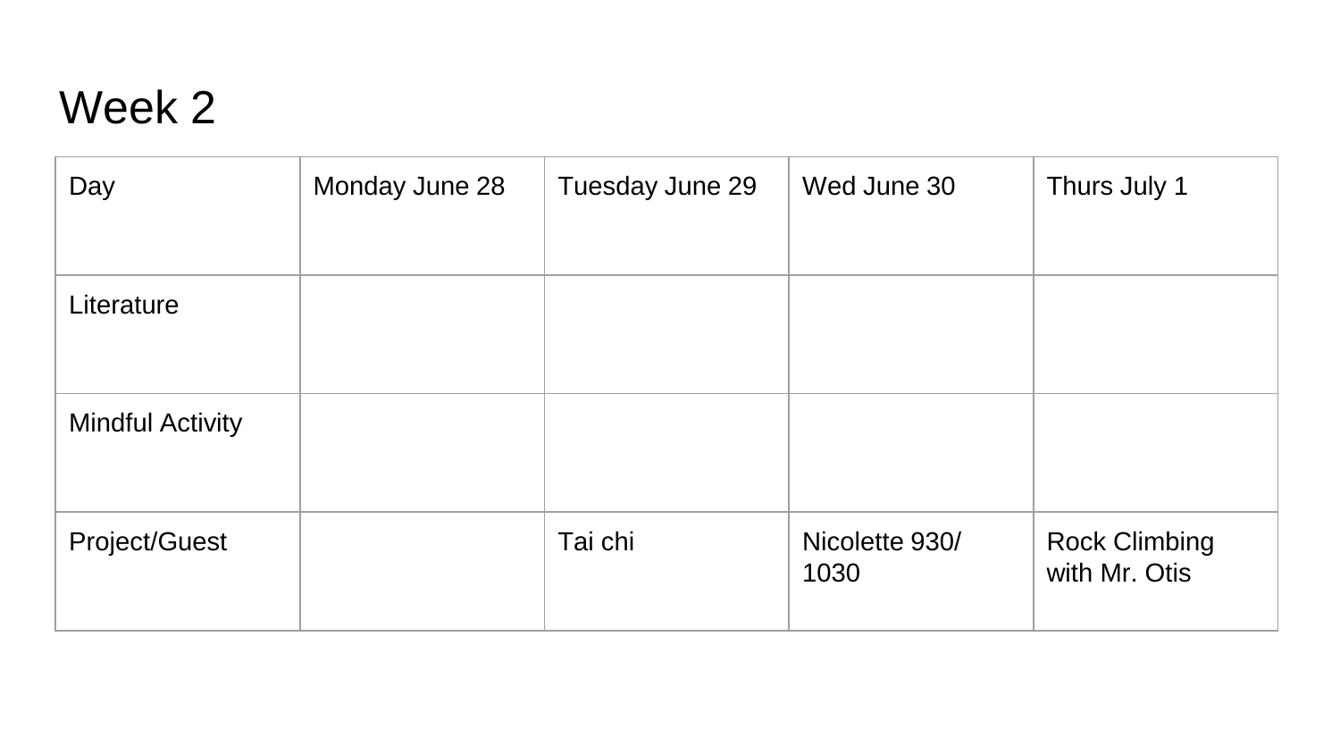# Week 2

| Day | Monday June 28 | Tuesday June 29 | Wed June 30 | Thurs July 1 |
|---|---|---|---|---|
| Literature | | | | |
| Mindful Activity | | | | |
| Project/Guest | | Tai chi | Nicolette 930/ 1030 | Rock Climbing with Mr. Otis |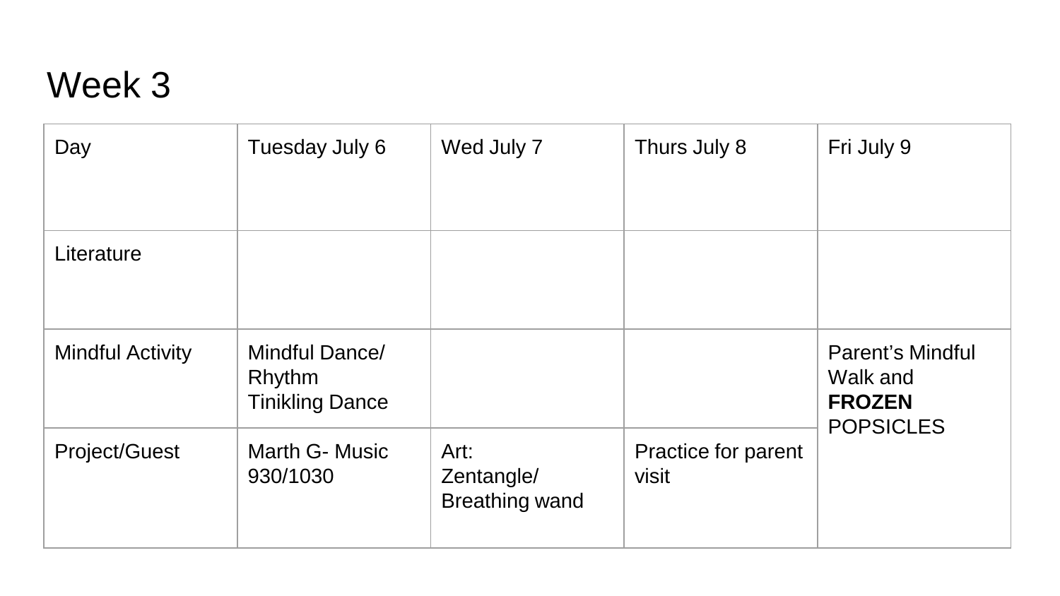# Week 3

| Day | Tuesday July 6 | Wed July 7 | Thurs July 8 | Fri July 9 |
|---|---|---|---|---|
| Literature | | | | |
| Mindful Activity | Mindful Dance/ Rhythm Tinikling Dance | | | Parent's Mindful Walk and **FROZEN** POPSICLES |
| Project/Guest | Marth G- Music 930/1030 | Art: Zentangle/ Breathing wand | Practice for parent visit | |